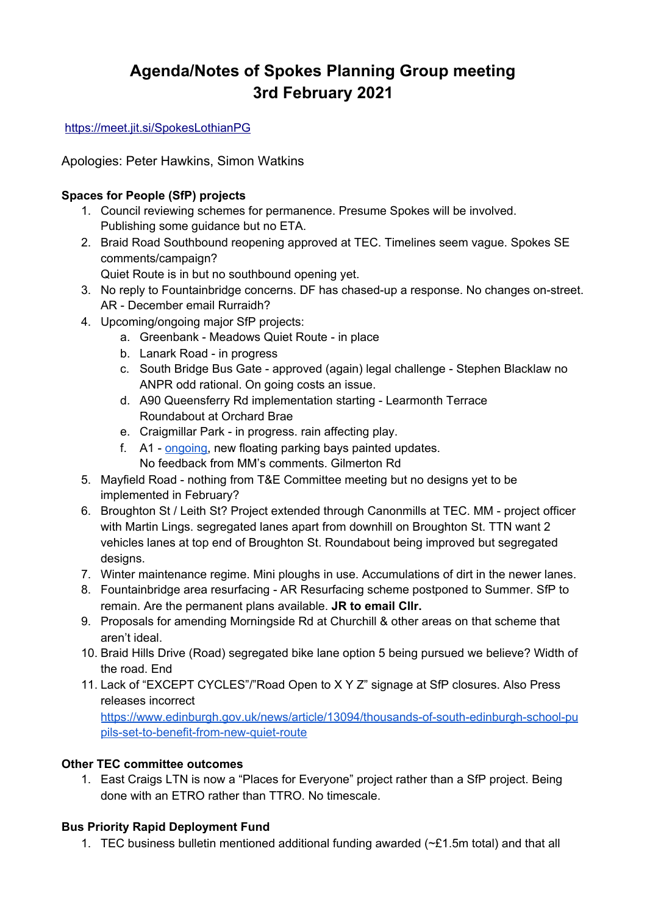# Agenda/Notes of Spokes Planning Group meeting
# 3rd February 2021

https://meet.jit.si/SpokesLothianPG

Apologies: Peter Hawkins, Simon Watkins

**Spaces for People (SfP) projects**

1. Council reviewing schemes for permanence. Presume Spokes will be involved. Publishing some guidance but no ETA.
2. Braid Road Southbound reopening approved at TEC. Timelines seem vague. Spokes SE comments/campaign?
   Quiet Route is in but no southbound opening yet.
3. No reply to Fountainbridge concerns. DF has chased-up a response. No changes on-street. AR - December email Rurraidh?
4. Upcoming/ongoing major SfP projects:
   a. Greenbank - Meadows Quiet Route - in place
   b. Lanark Road - in progress
   c. South Bridge Bus Gate - approved (again) legal challenge - Stephen Blacklaw no ANPR odd rational. On going costs an issue.
   d. A90 Queensferry Rd implementation starting - Learmonth Terrace
      Roundabout at Orchard Brae
   e. Craigmillar Park - in progress. rain affecting play.
   f. A1 - ongoing, new floating parking bays painted updates.
      No feedback from MM's comments. Gilmerton Rd
5. Mayfield Road - nothing from T&E Committee meeting but no designs yet to be implemented in February?
6. Broughton St / Leith St? Project extended through Canonmills at TEC. MM - project officer with Martin Lings. segregated lanes apart from downhill on Broughton St. TTN want 2 vehicles lanes at top end of Broughton St. Roundabout being improved but segregated designs.
7. Winter maintenance regime. Mini ploughs in use. Accumulations of dirt in the newer lanes.
8. Fountainbridge area resurfacing - AR Resurfacing scheme postponed to Summer. SfP to remain. Are the permanent plans available. **JR to email Cllr.**
9. Proposals for amending Morningside Rd at Churchill & other areas on that scheme that aren't ideal.
10. Braid Hills Drive (Road) segregated bike lane option 5 being pursued we believe? Width of the road. End
11. Lack of "EXCEPT CYCLES"/"Road Open to X Y Z" signage at SfP closures. Also Press releases incorrect
    https://www.edinburgh.gov.uk/news/article/13094/thousands-of-south-edinburgh-school-pupils-set-to-benefit-from-new-quiet-route

**Other TEC committee outcomes**

1. East Craigs LTN is now a "Places for Everyone" project rather than a SfP project. Being done with an ETRO rather than TTRO. No timescale.

**Bus Priority Rapid Deployment Fund**

1. TEC business bulletin mentioned additional funding awarded (~£1.5m total) and that all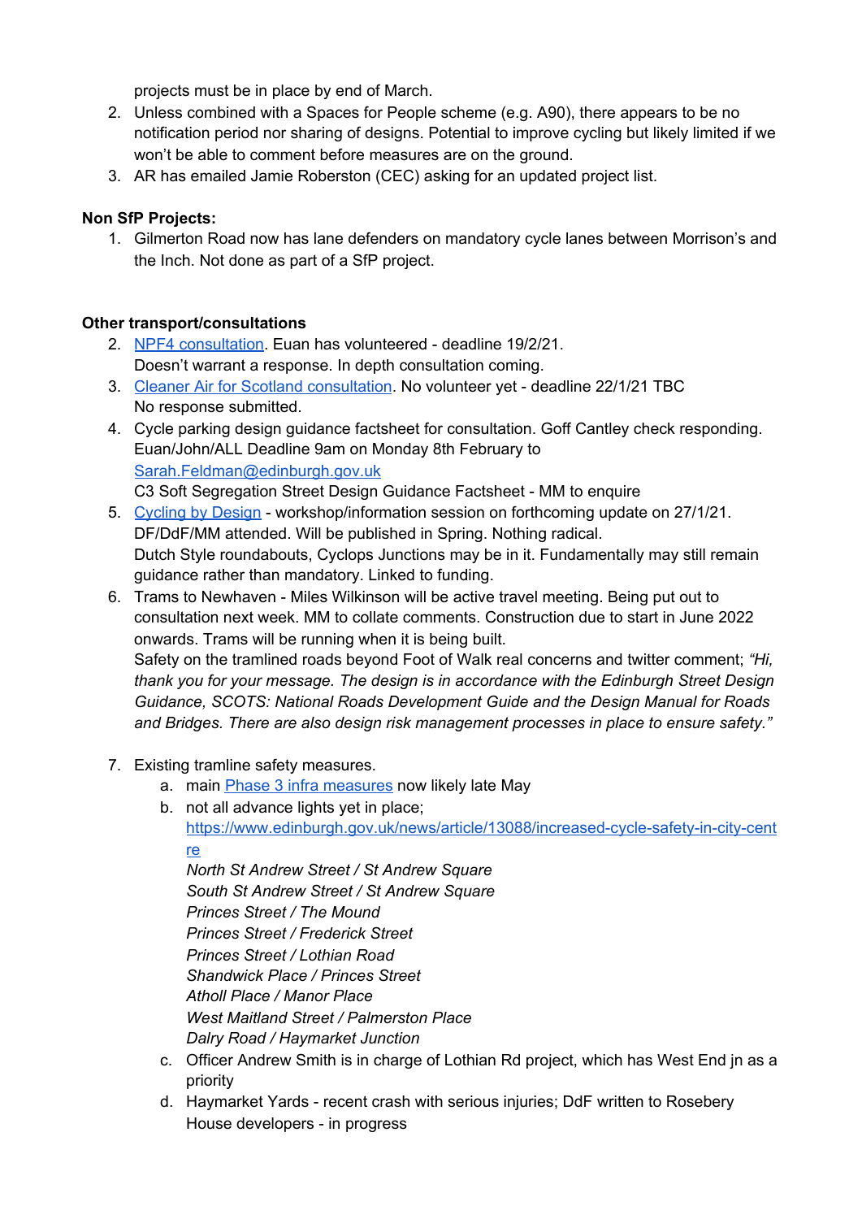projects must be in place by end of March.

2. Unless combined with a Spaces for People scheme (e.g. A90), there appears to be no notification period nor sharing of designs. Potential to improve cycling but likely limited if we won't be able to comment before measures are on the ground.
3. AR has emailed Jamie Roberston (CEC) asking for an updated project list.

**Non SfP Projects:**

1. Gilmerton Road now has lane defenders on mandatory cycle lanes between Morrison's and the Inch. Not done as part of a SfP project.

**Other transport/consultations**

2. NPF4 consultation. Euan has volunteered - deadline 19/2/21.
   Doesn't warrant a response. In depth consultation coming.
3. Cleaner Air for Scotland consultation. No volunteer yet - deadline 22/1/21 TBC
   No response submitted.
4. Cycle parking design guidance factsheet for consultation. Goff Cantley check responding. Euan/John/ALL Deadline 9am on Monday 8th February to Sarah.Feldman@edinburgh.gov.uk
   C3 Soft Segregation Street Design Guidance Factsheet - MM to enquire
5. Cycling by Design - workshop/information session on forthcoming update on 27/1/21. DF/DdF/MM attended. Will be published in Spring. Nothing radical.
   Dutch Style roundabouts, Cyclops Junctions may be in it. Fundamentally may still remain guidance rather than mandatory. Linked to funding.
6. Trams to Newhaven - Miles Wilkinson will be active travel meeting. Being put out to consultation next week. MM to collate comments. Construction due to start in June 2022 onwards. Trams will be running when it is being built.
   Safety on the tramlined roads beyond Foot of Walk real concerns and twitter comment; *"Hi, thank you for your message. The design is in accordance with the Edinburgh Street Design Guidance, SCOTS: National Roads Development Guide and the Design Manual for Roads and Bridges. There are also design risk management processes in place to ensure safety."*

7. Existing tramline safety measures.
   a. main Phase 3 infra measures now likely late May
   b. not all advance lights yet in place;
      https://www.edinburgh.gov.uk/news/article/13088/increased-cycle-safety-in-city-centre
      *North St Andrew Street / St Andrew Square*
      *South St Andrew Street / St Andrew Square*
      *Princes Street / The Mound*
      *Princes Street / Frederick Street*
      *Princes Street / Lothian Road*
      *Shandwick Place / Princes Street*
      *Atholl Place / Manor Place*
      *West Maitland Street / Palmerston Place*
      *Dalry Road / Haymarket Junction*
   c. Officer Andrew Smith is in charge of Lothian Rd project, which has West End jn as a priority
   d. Haymarket Yards - recent crash with serious injuries; DdF written to Rosebery House developers - in progress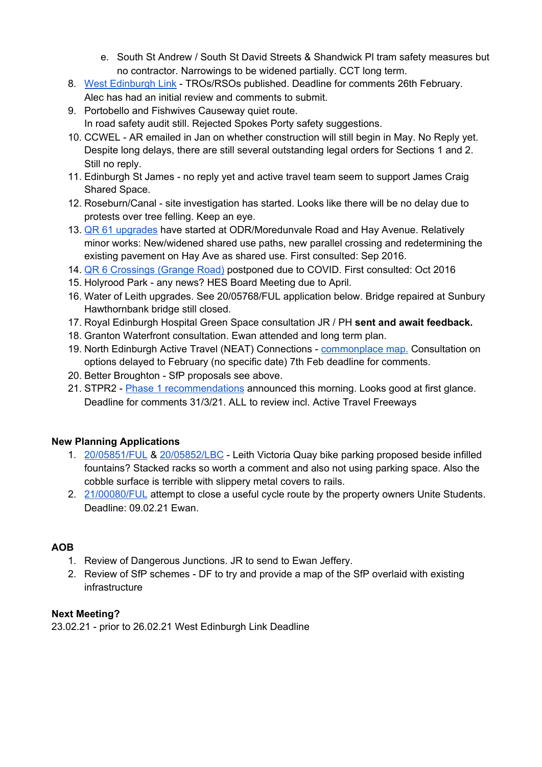e. South St Andrew / South St David Streets & Shandwick Pl tram safety measures but no contractor. Narrowings to be widened partially. CCT long term.

8. West Edinburgh Link - TROs/RSOs published. Deadline for comments 26th February. Alec has had an initial review and comments to submit.
9. Portobello and Fishwives Causeway quiet route. In road safety audit still. Rejected Spokes Porty safety suggestions.
10. CCWEL - AR emailed in Jan on whether construction will still begin in May. No Reply yet. Despite long delays, there are still several outstanding legal orders for Sections 1 and 2. Still no reply.
11. Edinburgh St James - no reply yet and active travel team seem to support James Craig Shared Space.
12. Roseburn/Canal - site investigation has started. Looks like there will be no delay due to protests over tree felling. Keep an eye.
13. QR 61 upgrades have started at ODR/Moredunvale Road and Hay Avenue. Relatively minor works: New/widened shared use paths, new parallel crossing and redetermining the existing pavement on Hay Ave as shared use. First consulted: Sep 2016.
14. QR 6 Crossings (Grange Road) postponed due to COVID. First consulted: Oct 2016
15. Holyrood Park - any news? HES Board Meeting due to April.
16. Water of Leith upgrades. See 20/05768/FUL application below. Bridge repaired at Sunbury Hawthornbank bridge still closed.
17. Royal Edinburgh Hospital Green Space consultation JR / PH **sent and await feedback.**
18. Granton Waterfront consultation. Ewan attended and long term plan.
19. North Edinburgh Active Travel (NEAT) Connections - commonplace map. Consultation on options delayed to February (no specific date) 7th Feb deadline for comments.
20. Better Broughton - SfP proposals see above.
21. STPR2 - Phase 1 recommendations announced this morning. Looks good at first glance. Deadline for comments 31/3/21. ALL to review incl. Active Travel Freeways

**New Planning Applications**

1. 20/05851/FUL & 20/05852/LBC - Leith Victoria Quay bike parking proposed beside infilled fountains? Stacked racks so worth a comment and also not using parking space. Also the cobble surface is terrible with slippery metal covers to rails.
2. 21/00080/FUL attempt to close a useful cycle route by the property owners Unite Students. Deadline: 09.02.21 Ewan.

**AOB**

1. Review of Dangerous Junctions. JR to send to Ewan Jeffery.
2. Review of SfP schemes - DF to try and provide a map of the SfP overlaid with existing infrastructure

**Next Meeting?**

23.02.21 - prior to 26.02.21 West Edinburgh Link Deadline